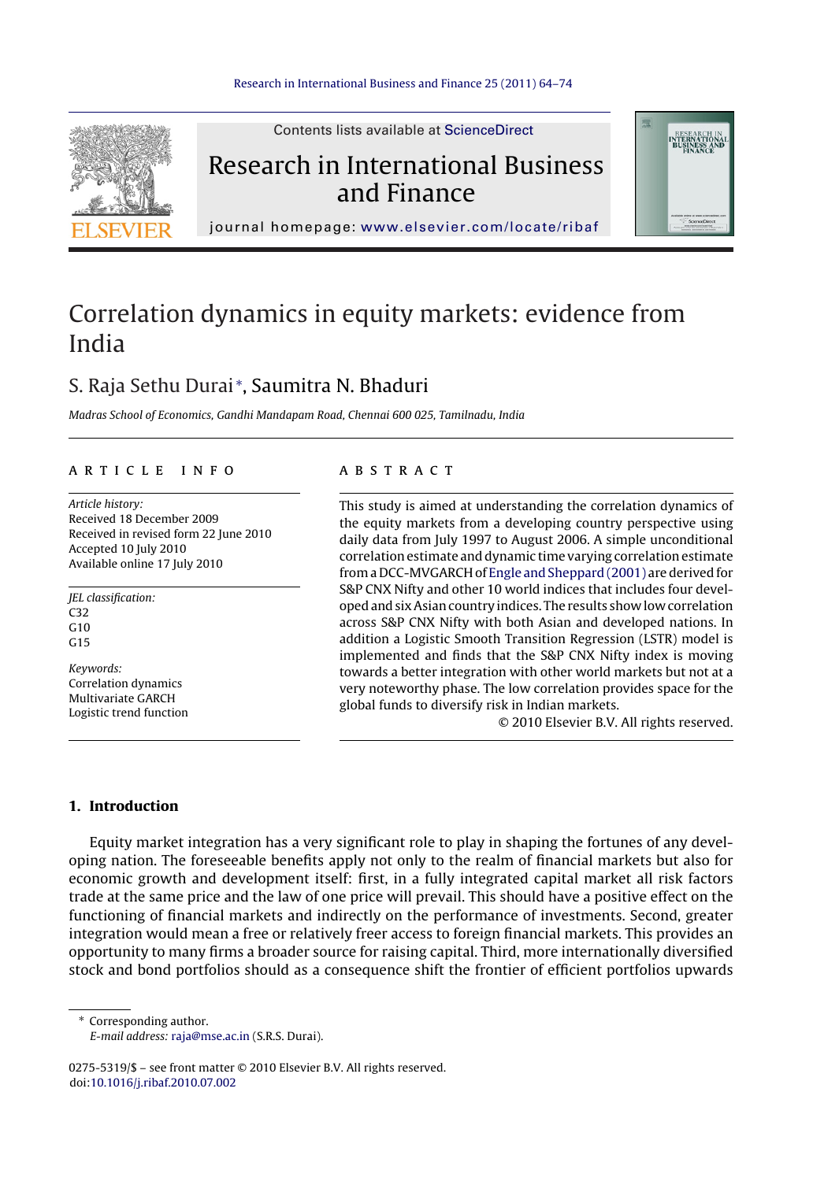# Correlation dynamics in equity markets: evidence from India

S. Raja Sethu Durai *, Saumitra N. Bhaduri

*Madras School of Economics, Gandhi Mandapam Road, Chennai 600 025, Tamilnadu, India*

**ARTICLE INFO**

*Article history:*
Received 18 December 2009
Received in revised form 22 June 2010
Accepted 10 July 2010
Available online 17 July 2010

*JEL classification:*
C32
G10
G15

*Keywords:*
Correlation dynamics
Multivariate GARCH
Logistic trend function

**ABSTRACT**

This study is aimed at understanding the correlation dynamics of the equity markets from a developing country perspective using daily data from July 1997 to August 2006. A simple unconditional correlation estimate and dynamic time varying correlation estimate from a DCC-MVGARCH of Engle and Sheppard (2001) are derived for S&P CNX Nifty and other 10 world indices that includes four developed and six Asian country indices. The results show low correlation across S&P CNX Nifty with both Asian and developed nations. In addition a Logistic Smooth Transition Regression (LSTR) model is implemented and finds that the S&P CNX Nifty index is moving towards a better integration with other world markets but not at a very noteworthy phase. The low correlation provides space for the global funds to diversify risk in Indian markets.

© 2010 Elsevier B.V. All rights reserved.

## 1. Introduction

Equity market integration has a very significant role to play in shaping the fortunes of any developing nation. The foreseeable benefits apply not only to the realm of financial markets but also for economic growth and development itself: first, in a fully integrated capital market all risk factors trade at the same price and the law of one price will prevail. This should have a positive effect on the functioning of financial markets and indirectly on the performance of investments. Second, greater integration would mean a free or relatively freer access to foreign financial markets. This provides an opportunity to many firms a broader source for raising capital. Third, more internationally diversified stock and bond portfolios should as a consequence shift the frontier of efficient portfolios upwards

* Corresponding author.
*E-mail address:* raja@mse.ac.in (S.R.S. Durai).

0275-5319/$ – see front matter © 2010 Elsevier B.V. All rights reserved.
doi:10.1016/j.ribaf.2010.07.002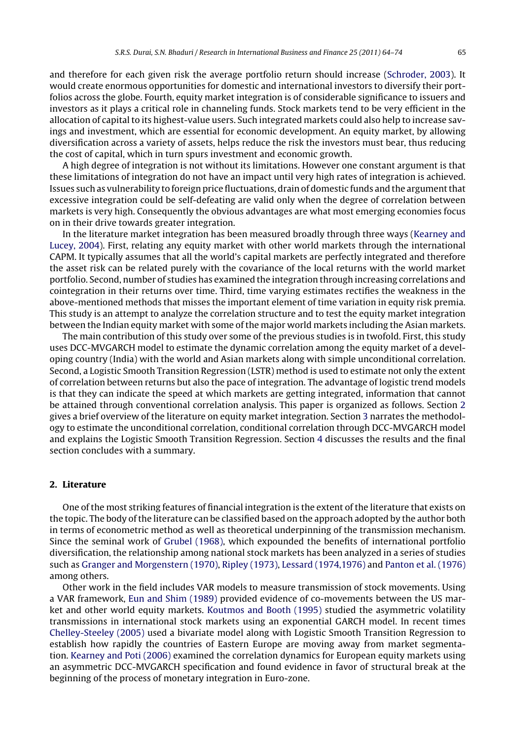and therefore for each given risk the average portfolio return should increase (Schroder, 2003). It would create enormous opportunities for domestic and international investors to diversify their portfolios across the globe. Fourth, equity market integration is of considerable significance to issuers and investors as it plays a critical role in channeling funds. Stock markets tend to be very efficient in the allocation of capital to its highest-value users. Such integrated markets could also help to increase savings and investment, which are essential for economic development. An equity market, by allowing diversification across a variety of assets, helps reduce the risk the investors must bear, thus reducing the cost of capital, which in turn spurs investment and economic growth.

A high degree of integration is not without its limitations. However one constant argument is that these limitations of integration do not have an impact until very high rates of integration is achieved. Issues such as vulnerability to foreign price fluctuations, drain of domestic funds and the argument that excessive integration could be self-defeating are valid only when the degree of correlation between markets is very high. Consequently the obvious advantages are what most emerging economies focus on in their drive towards greater integration.

In the literature market integration has been measured broadly through three ways (Kearney and Lucey, 2004). First, relating any equity market with other world markets through the international CAPM. It typically assumes that all the world's capital markets are perfectly integrated and therefore the asset risk can be related purely with the covariance of the local returns with the world market portfolio. Second, number of studies has examined the integration through increasing correlations and cointegration in their returns over time. Third, time varying estimates rectifies the weakness in the above-mentioned methods that misses the important element of time variation in equity risk premia. This study is an attempt to analyze the correlation structure and to test the equity market integration between the Indian equity market with some of the major world markets including the Asian markets.

The main contribution of this study over some of the previous studies is in twofold. First, this study uses DCC-MVGARCH model to estimate the dynamic correlation among the equity market of a developing country (India) with the world and Asian markets along with simple unconditional correlation. Second, a Logistic Smooth Transition Regression (LSTR) method is used to estimate not only the extent of correlation between returns but also the pace of integration. The advantage of logistic trend models is that they can indicate the speed at which markets are getting integrated, information that cannot be attained through conventional correlation analysis. This paper is organized as follows. Section 2 gives a brief overview of the literature on equity market integration. Section 3 narrates the methodology to estimate the unconditional correlation, conditional correlation through DCC-MVGARCH model and explains the Logistic Smooth Transition Regression. Section 4 discusses the results and the final section concludes with a summary.

## 2. Literature

One of the most striking features of financial integration is the extent of the literature that exists on the topic. The body of the literature can be classified based on the approach adopted by the author both in terms of econometric method as well as theoretical underpinning of the transmission mechanism. Since the seminal work of Grubel (1968), which expounded the benefits of international portfolio diversification, the relationship among national stock markets has been analyzed in a series of studies such as Granger and Morgenstern (1970), Ripley (1973), Lessard (1974,1976) and Panton et al. (1976) among others.

Other work in the field includes VAR models to measure transmission of stock movements. Using a VAR framework, Eun and Shim (1989) provided evidence of co-movements between the US market and other world equity markets. Koutmos and Booth (1995) studied the asymmetric volatility transmissions in international stock markets using an exponential GARCH model. In recent times Chelley-Steeley (2005) used a bivariate model along with Logistic Smooth Transition Regression to establish how rapidly the countries of Eastern Europe are moving away from market segmentation. Kearney and Poti (2006) examined the correlation dynamics for European equity markets using an asymmetric DCC-MVGARCH specification and found evidence in favor of structural break at the beginning of the process of monetary integration in Euro-zone.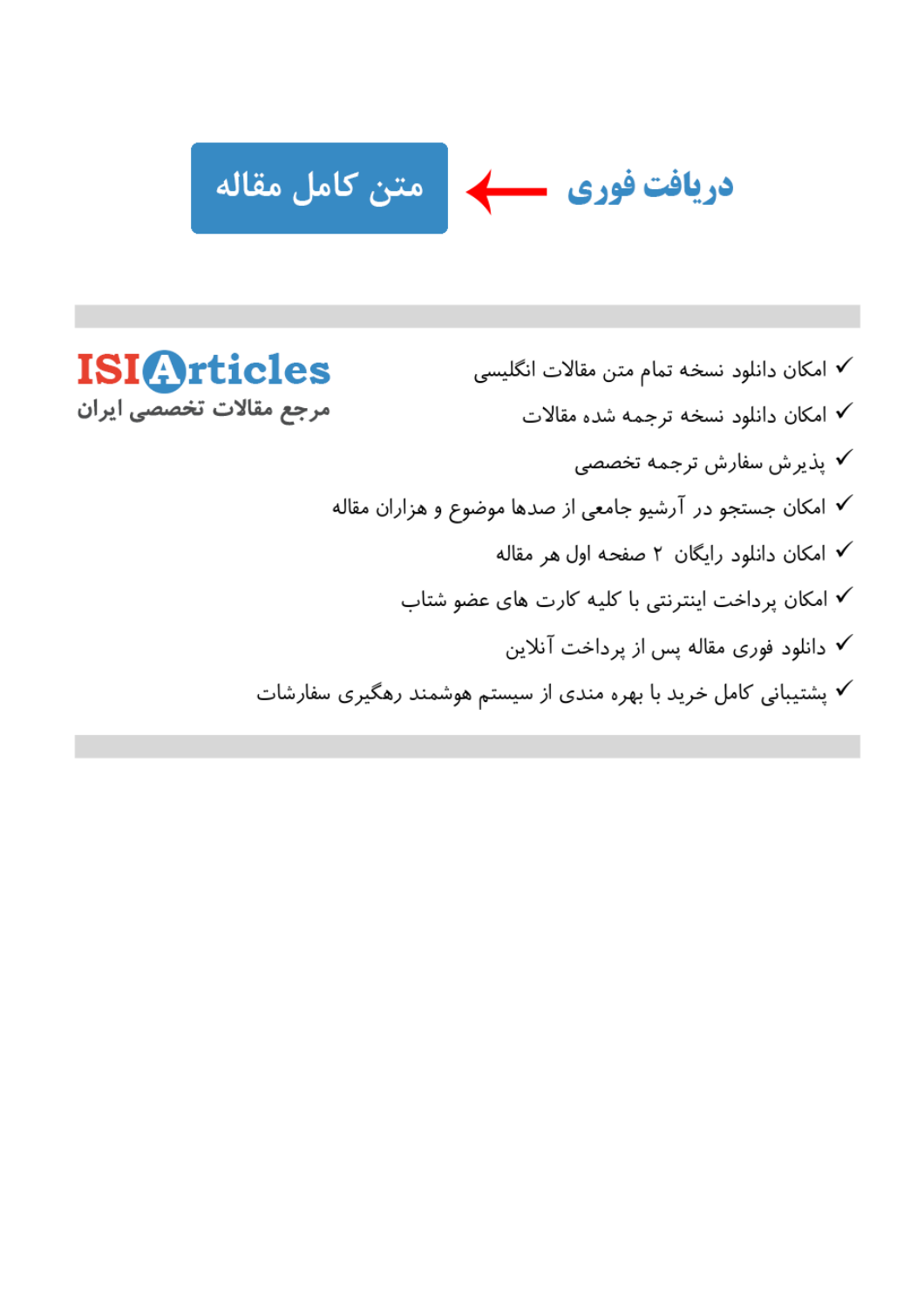دریافت فوری ← **متن کامل مقاله**

**ISIArticles**
مرجع مقالات تخصصی ایران

- ✓ امکان دانلود نسخه تمام متن مقالات انگلیسی
- ✓ امکان دانلود نسخه ترجمه شده مقالات
- ✓ پذیرش سفارش ترجمه تخصصی
- ✓ امکان جستجو در آرشیو جامعی از صدها موضوع و هزاران مقاله
- ✓ امکان دانلود رایگان ۲ صفحه اول هر مقاله
- ✓ امکان پرداخت اینترنتی با کلیه کارت های عضو شتاب
- ✓ دانلود فوری مقاله پس از پرداخت آنلاین
- ✓ پشتیبانی کامل خرید با بهره مندی از سیستم هوشمند رهگیری سفارشات